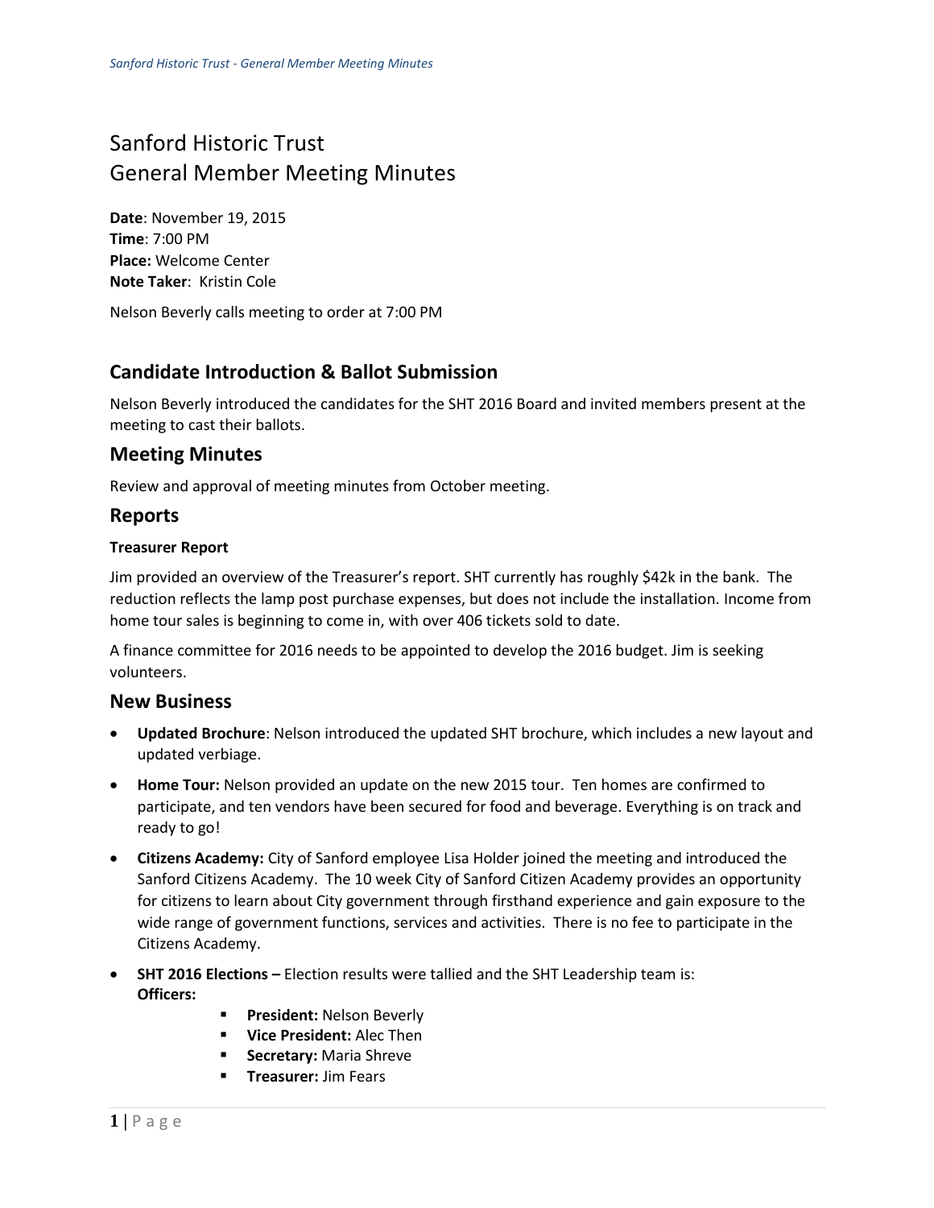# Sanford Historic Trust
# General Member Meeting Minutes

**Date**: November 19, 2015
**Time**: 7:00 PM
**Place:** Welcome Center
**Note Taker**: Kristin Cole

Nelson Beverly calls meeting to order at 7:00 PM

## Candidate Introduction & Ballot Submission

Nelson Beverly introduced the candidates for the SHT 2016 Board and invited members present at the meeting to cast their ballots.

## Meeting Minutes

Review and approval of meeting minutes from October meeting.

## Reports

### Treasurer Report

Jim provided an overview of the Treasurer's report. SHT currently has roughly $42k in the bank. The reduction reflects the lamp post purchase expenses, but does not include the installation. Income from home tour sales is beginning to come in, with over 406 tickets sold to date.

A finance committee for 2016 needs to be appointed to develop the 2016 budget. Jim is seeking volunteers.

## New Business

- **Updated Brochure**: Nelson introduced the updated SHT brochure, which includes a new layout and updated verbiage.
- **Home Tour:** Nelson provided an update on the new 2015 tour. Ten homes are confirmed to participate, and ten vendors have been secured for food and beverage. Everything is on track and ready to go!
- **Citizens Academy:** City of Sanford employee Lisa Holder joined the meeting and introduced the Sanford Citizens Academy. The 10 week City of Sanford Citizen Academy provides an opportunity for citizens to learn about City government through firsthand experience and gain exposure to the wide range of government functions, services and activities. There is no fee to participate in the Citizens Academy.
- **SHT 2016 Elections –** Election results were tallied and the SHT Leadership team is:
  **Officers:**
    - **President:** Nelson Beverly
    - **Vice President:** Alec Then
    - **Secretary:** Maria Shreve
    - **Treasurer:** Jim Fears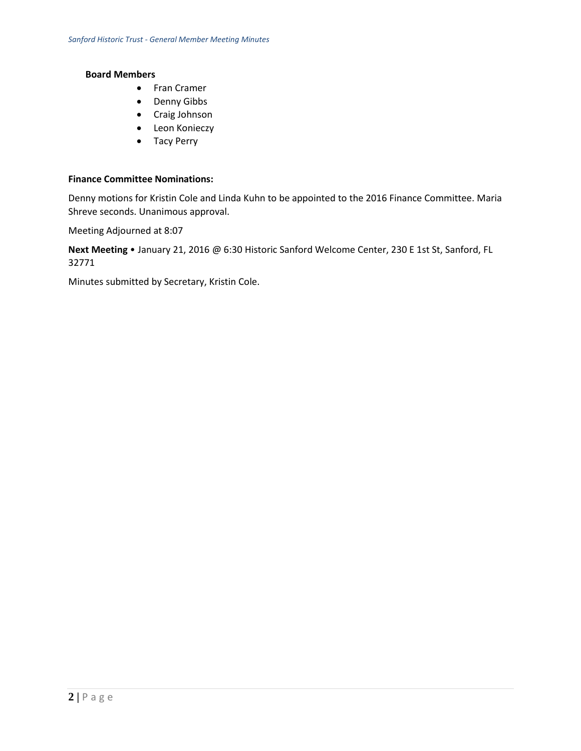**Board Members**

- Fran Cramer
- Denny Gibbs
- Craig Johnson
- Leon Konieczy
- Tacy Perry

**Finance Committee Nominations:**

Denny motions for Kristin Cole and Linda Kuhn to be appointed to the 2016 Finance Committee. Maria Shreve seconds. Unanimous approval.

Meeting Adjourned at 8:07

**Next Meeting** • January 21, 2016 @ 6:30 Historic Sanford Welcome Center, 230 E 1st St, Sanford, FL 32771

Minutes submitted by Secretary, Kristin Cole.